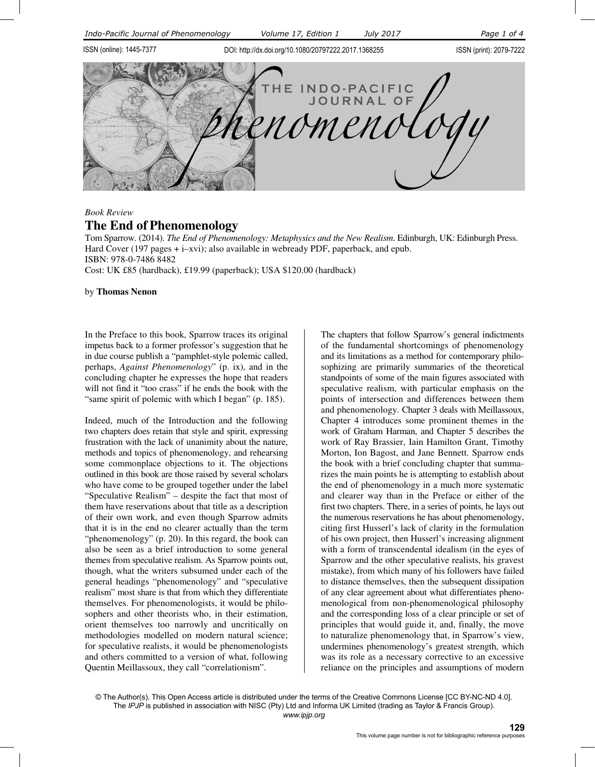*Book Review*

# The End of Phenomenology

Tom Sparrow. (2014). *The End of Phenomenology: Metaphysics and the New Realism*. Edinburgh, UK: Edinburgh Press. Hard Cover (197 pages + i–xvi); also available in webready PDF, paperback, and epub.
ISBN: 978-0-7486 8482
Cost: UK £85 (hardback), £19.99 (paperback); USA $120.00 (hardback)

by **Thomas Nenon**

In the Preface to this book, Sparrow traces its original impetus back to a former professor's suggestion that he in due course publish a "pamphlet-style polemic called, perhaps, *Against Phenomenology*" (p. ix), and in the concluding chapter he expresses the hope that readers will not find it "too crass" if he ends the book with the "same spirit of polemic with which I began" (p. 185).

Indeed, much of the Introduction and the following two chapters does retain that style and spirit, expressing frustration with the lack of unanimity about the nature, methods and topics of phenomenology, and rehearsing some commonplace objections to it. The objections outlined in this book are those raised by several scholars who have come to be grouped together under the label "Speculative Realism" – despite the fact that most of them have reservations about that title as a description of their own work, and even though Sparrow admits that it is in the end no clearer actually than the term "phenomenology" (p. 20). In this regard, the book can also be seen as a brief introduction to some general themes from speculative realism. As Sparrow points out, though, what the writers subsumed under each of the general headings "phenomenology" and "speculative realism" most share is that from which they differentiate themselves. For phenomenologists, it would be philosophers and other theorists who, in their estimation, orient themselves too narrowly and uncritically on methodologies modelled on modern natural science; for speculative realists, it would be phenomenologists and others committed to a version of what, following Quentin Meillassoux, they call "correlationism".

The chapters that follow Sparrow's general indictments of the fundamental shortcomings of phenomenology and its limitations as a method for contemporary philosophizing are primarily summaries of the theoretical standpoints of some of the main figures associated with speculative realism, with particular emphasis on the points of intersection and differences between them and phenomenology. Chapter 3 deals with Meillassoux, Chapter 4 introduces some prominent themes in the work of Graham Harman, and Chapter 5 describes the work of Ray Brassier, Iain Hamilton Grant, Timothy Morton, Ion Bagost, and Jane Bennett. Sparrow ends the book with a brief concluding chapter that summarizes the main points he is attempting to establish about the end of phenomenology in a much more systematic and clearer way than in the Preface or either of the first two chapters. There, in a series of points, he lays out the numerous reservations he has about phenomenology, citing first Husserl's lack of clarity in the formulation of his own project, then Husserl's increasing alignment with a form of transcendental idealism (in the eyes of Sparrow and the other speculative realists, his gravest mistake), from which many of his followers have failed to distance themselves, then the subsequent dissipation of any clear agreement about what differentiates phenomenological from non-phenomenological philosophy and the corresponding loss of a clear principle or set of principles that would guide it, and, finally, the move to naturalize phenomenology that, in Sparrow's view, undermines phenomenology's greatest strength, which was its role as a necessary corrective to an excessive reliance on the principles and assumptions of modern

© The Author(s). This Open Access article is distributed under the terms of the Creative Commons License [CC BY-NC-ND 4.0]. The *IPJP* is published in association with NISC (Pty) Ltd and Informa UK Limited (trading as Taylor & Francis Group).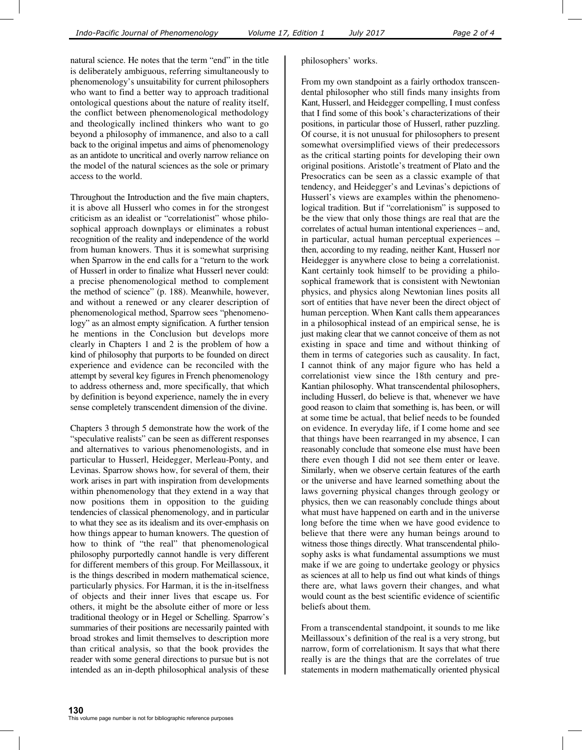natural science. He notes that the term "end" in the title is deliberately ambiguous, referring simultaneously to phenomenology's unsuitability for current philosophers who want to find a better way to approach traditional ontological questions about the nature of reality itself, the conflict between phenomenological methodology and theologically inclined thinkers who want to go beyond a philosophy of immanence, and also to a call back to the original impetus and aims of phenomenology as an antidote to uncritical and overly narrow reliance on the model of the natural sciences as the sole or primary access to the world.

Throughout the Introduction and the five main chapters, it is above all Husserl who comes in for the strongest criticism as an idealist or "correlationist" whose philosophical approach downplays or eliminates a robust recognition of the reality and independence of the world from human knowers. Thus it is somewhat surprising when Sparrow in the end calls for a "return to the work of Husserl in order to finalize what Husserl never could: a precise phenomenological method to complement the method of science" (p. 188). Meanwhile, however, and without a renewed or any clearer description of phenomenological method, Sparrow sees "phenomenology" as an almost empty signification. A further tension he mentions in the Conclusion but develops more clearly in Chapters 1 and 2 is the problem of how a kind of philosophy that purports to be founded on direct experience and evidence can be reconciled with the attempt by several key figures in French phenomenology to address otherness and, more specifically, that which by definition is beyond experience, namely the in every sense completely transcendent dimension of the divine.

Chapters 3 through 5 demonstrate how the work of the "speculative realists" can be seen as different responses and alternatives to various phenomenologists, and in particular to Husserl, Heidegger, Merleau-Ponty, and Levinas. Sparrow shows how, for several of them, their work arises in part with inspiration from developments within phenomenology that they extend in a way that now positions them in opposition to the guiding tendencies of classical phenomenology, and in particular to what they see as its idealism and its over-emphasis on how things appear to human knowers. The question of how to think of "the real" that phenomenological philosophy purportedly cannot handle is very different for different members of this group. For Meillassoux, it is the things described in modern mathematical science, particularly physics. For Harman, it is the in-itselfness of objects and their inner lives that escape us. For others, it might be the absolute either of more or less traditional theology or in Hegel or Schelling. Sparrow's summaries of their positions are necessarily painted with broad strokes and limit themselves to description more than critical analysis, so that the book provides the reader with some general directions to pursue but is not intended as an in-depth philosophical analysis of these philosophers' works.

From my own standpoint as a fairly orthodox transcendental philosopher who still finds many insights from Kant, Husserl, and Heidegger compelling, I must confess that I find some of this book's characterizations of their positions, in particular those of Husserl, rather puzzling. Of course, it is not unusual for philosophers to present somewhat oversimplified views of their predecessors as the critical starting points for developing their own original positions. Aristotle's treatment of Plato and the Presocratics can be seen as a classic example of that tendency, and Heidegger's and Levinas's depictions of Husserl's views are examples within the phenomenological tradition. But if "correlationism" is supposed to be the view that only those things are real that are the correlates of actual human intentional experiences – and, in particular, actual human perceptual experiences – then, according to my reading, neither Kant, Husserl nor Heidegger is anywhere close to being a correlationist. Kant certainly took himself to be providing a philosophical framework that is consistent with Newtonian physics, and physics along Newtonian lines posits all sort of entities that have never been the direct object of human perception. When Kant calls them appearances in a philosophical instead of an empirical sense, he is just making clear that we cannot conceive of them as not existing in space and time and without thinking of them in terms of categories such as causality. In fact, I cannot think of any major figure who has held a correlationist view since the 18th century and pre-Kantian philosophy. What transcendental philosophers, including Husserl, do believe is that, whenever we have good reason to claim that something is, has been, or will at some time be actual, that belief needs to be founded on evidence. In everyday life, if I come home and see that things have been rearranged in my absence, I can reasonably conclude that someone else must have been there even though I did not see them enter or leave. Similarly, when we observe certain features of the earth or the universe and have learned something about the laws governing physical changes through geology or physics, then we can reasonably conclude things about what must have happened on earth and in the universe long before the time when we have good evidence to believe that there were any human beings around to witness those things directly. What transcendental philosophy asks is what fundamental assumptions we must make if we are going to undertake geology or physics as sciences at all to help us find out what kinds of things there are, what laws govern their changes, and what would count as the best scientific evidence of scientific beliefs about them.

From a transcendental standpoint, it sounds to me like Meillassoux's definition of the real is a very strong, but narrow, form of correlationism. It says that what there really is are the things that are the correlates of true statements in modern mathematically oriented physical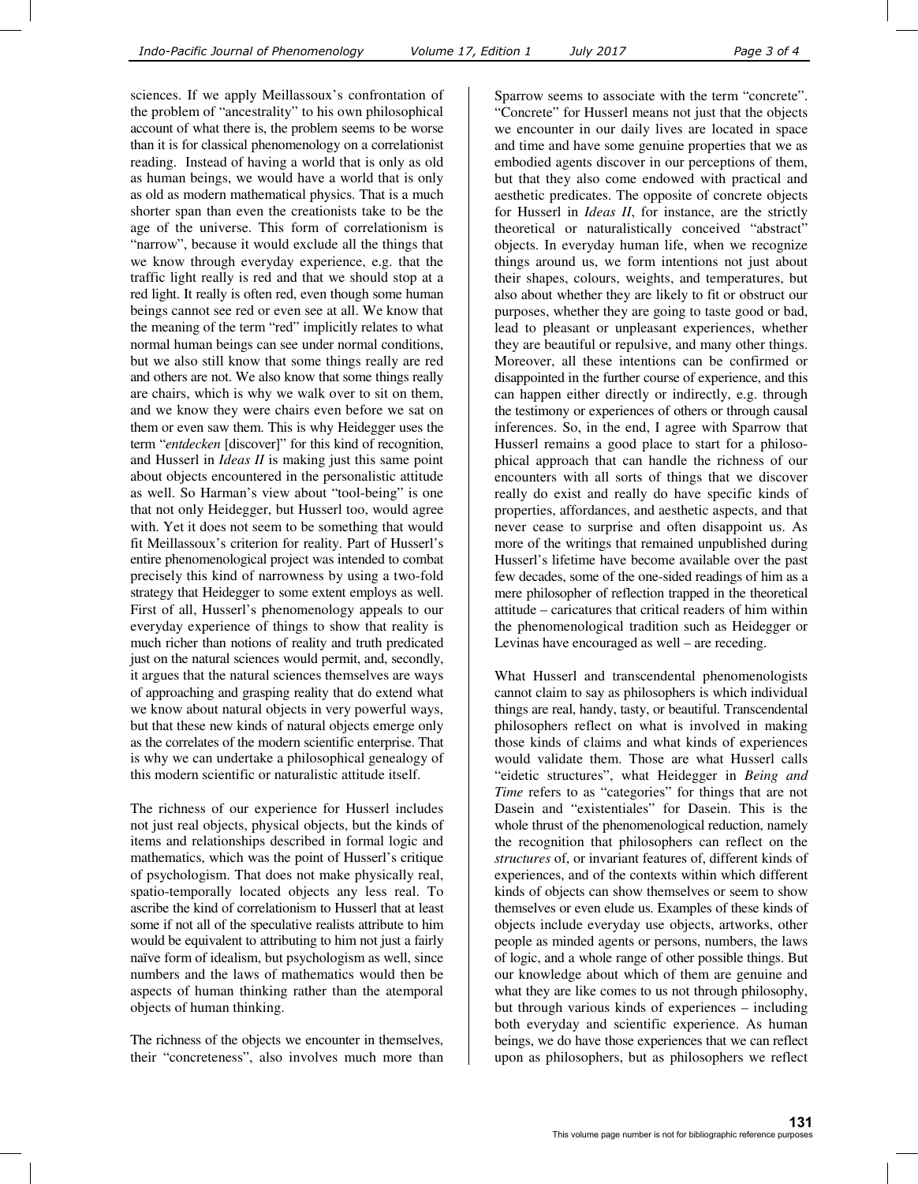sciences. If we apply Meillassoux's confrontation of the problem of "ancestrality" to his own philosophical account of what there is, the problem seems to be worse than it is for classical phenomenology on a correlationist reading. Instead of having a world that is only as old as human beings, we would have a world that is only as old as modern mathematical physics. That is a much shorter span than even the creationists take to be the age of the universe. This form of correlationism is "narrow", because it would exclude all the things that we know through everyday experience, e.g. that the traffic light really is red and that we should stop at a red light. It really is often red, even though some human beings cannot see red or even see at all. We know that the meaning of the term "red" implicitly relates to what normal human beings can see under normal conditions, but we also still know that some things really are red and others are not. We also know that some things really are chairs, which is why we walk over to sit on them, and we know they were chairs even before we sat on them or even saw them. This is why Heidegger uses the term "*entdecken* [discover]" for this kind of recognition, and Husserl in *Ideas II* is making just this same point about objects encountered in the personalistic attitude as well. So Harman's view about "tool-being" is one that not only Heidegger, but Husserl too, would agree with. Yet it does not seem to be something that would fit Meillassoux's criterion for reality. Part of Husserl's entire phenomenological project was intended to combat precisely this kind of narrowness by using a two-fold strategy that Heidegger to some extent employs as well. First of all, Husserl's phenomenology appeals to our everyday experience of things to show that reality is much richer than notions of reality and truth predicated just on the natural sciences would permit, and, secondly, it argues that the natural sciences themselves are ways of approaching and grasping reality that do extend what we know about natural objects in very powerful ways, but that these new kinds of natural objects emerge only as the correlates of the modern scientific enterprise. That is why we can undertake a philosophical genealogy of this modern scientific or naturalistic attitude itself.

The richness of our experience for Husserl includes not just real objects, physical objects, but the kinds of items and relationships described in formal logic and mathematics, which was the point of Husserl's critique of psychologism. That does not make physically real, spatio-temporally located objects any less real. To ascribe the kind of correlationism to Husserl that at least some if not all of the speculative realists attribute to him would be equivalent to attributing to him not just a fairly naïve form of idealism, but psychologism as well, since numbers and the laws of mathematics would then be aspects of human thinking rather than the atemporal objects of human thinking.

The richness of the objects we encounter in themselves, their "concreteness", also involves much more than Sparrow seems to associate with the term "concrete". "Concrete" for Husserl means not just that the objects we encounter in our daily lives are located in space and time and have some genuine properties that we as embodied agents discover in our perceptions of them, but that they also come endowed with practical and aesthetic predicates. The opposite of concrete objects for Husserl in *Ideas II*, for instance, are the strictly theoretical or naturalistically conceived "abstract" objects. In everyday human life, when we recognize things around us, we form intentions not just about their shapes, colours, weights, and temperatures, but also about whether they are likely to fit or obstruct our purposes, whether they are going to taste good or bad, lead to pleasant or unpleasant experiences, whether they are beautiful or repulsive, and many other things. Moreover, all these intentions can be confirmed or disappointed in the further course of experience, and this can happen either directly or indirectly, e.g. through the testimony or experiences of others or through causal inferences. So, in the end, I agree with Sparrow that Husserl remains a good place to start for a philosophical approach that can handle the richness of our encounters with all sorts of things that we discover really do exist and really do have specific kinds of properties, affordances, and aesthetic aspects, and that never cease to surprise and often disappoint us. As more of the writings that remained unpublished during Husserl's lifetime have become available over the past few decades, some of the one-sided readings of him as a mere philosopher of reflection trapped in the theoretical attitude – caricatures that critical readers of him within the phenomenological tradition such as Heidegger or Levinas have encouraged as well – are receding.

What Husserl and transcendental phenomenologists cannot claim to say as philosophers is which individual things are real, handy, tasty, or beautiful. Transcendental philosophers reflect on what is involved in making those kinds of claims and what kinds of experiences would validate them. Those are what Husserl calls "eidetic structures", what Heidegger in *Being and Time* refers to as "categories" for things that are not Dasein and "existentiales" for Dasein. This is the whole thrust of the phenomenological reduction, namely the recognition that philosophers can reflect on the *structures* of, or invariant features of, different kinds of experiences, and of the contexts within which different kinds of objects can show themselves or seem to show themselves or even elude us. Examples of these kinds of objects include everyday use objects, artworks, other people as minded agents or persons, numbers, the laws of logic, and a whole range of other possible things. But our knowledge about which of them are genuine and what they are like comes to us not through philosophy, but through various kinds of experiences – including both everyday and scientific experience. As human beings, we do have those experiences that we can reflect upon as philosophers, but as philosophers we reflect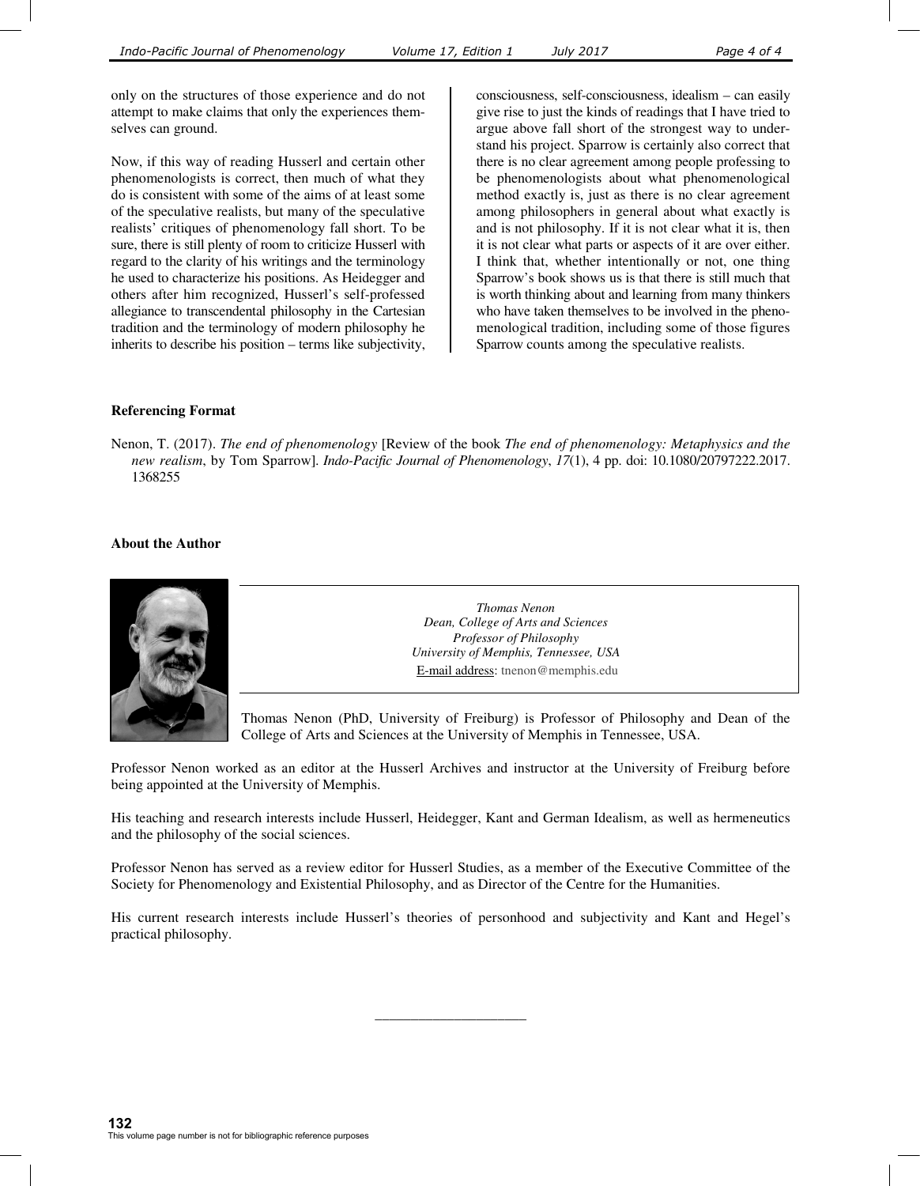only on the structures of those experience and do not attempt to make claims that only the experiences themselves can ground.

Now, if this way of reading Husserl and certain other phenomenologists is correct, then much of what they do is consistent with some of the aims of at least some of the speculative realists, but many of the speculative realists' critiques of phenomenology fall short. To be sure, there is still plenty of room to criticize Husserl with regard to the clarity of his writings and the terminology he used to characterize his positions. As Heidegger and others after him recognized, Husserl's self-professed allegiance to transcendental philosophy in the Cartesian tradition and the terminology of modern philosophy he inherits to describe his position – terms like subjectivity, consciousness, self-consciousness, idealism – can easily give rise to just the kinds of readings that I have tried to argue above fall short of the strongest way to understand his project. Sparrow is certainly also correct that there is no clear agreement among people professing to be phenomenologists about what phenomenological method exactly is, just as there is no clear agreement among philosophers in general about what exactly is and is not philosophy. If it is not clear what it is, then it is not clear what parts or aspects of it are over either. I think that, whether intentionally or not, one thing Sparrow's book shows us is that there is still much that is worth thinking about and learning from many thinkers who have taken themselves to be involved in the phenomenological tradition, including some of those figures Sparrow counts among the speculative realists.

**Referencing Format**

Nenon, T. (2017). *The end of phenomenology* [Review of the book *The end of phenomenology: Metaphysics and the new realism*, by Tom Sparrow]. *Indo-Pacific Journal of Phenomenology*, *17*(1), 4 pp. doi: 10.1080/20797222.2017.1368255

**About the Author**

*Thomas Nenon*
*Dean, College of Arts and Sciences*
*Professor of Philosophy*
*University of Memphis, Tennessee, USA*
E-mail address: tnenon@memphis.edu

Thomas Nenon (PhD, University of Freiburg) is Professor of Philosophy and Dean of the College of Arts and Sciences at the University of Memphis in Tennessee, USA.

Professor Nenon worked as an editor at the Husserl Archives and instructor at the University of Freiburg before being appointed at the University of Memphis.

His teaching and research interests include Husserl, Heidegger, Kant and German Idealism, as well as hermeneutics and the philosophy of the social sciences.

Professor Nenon has served as a review editor for Husserl Studies, as a member of the Executive Committee of the Society for Phenomenology and Existential Philosophy, and as Director of the Centre for the Humanities.

His current research interests include Husserl's theories of personhood and subjectivity and Kant and Hegel's practical philosophy.